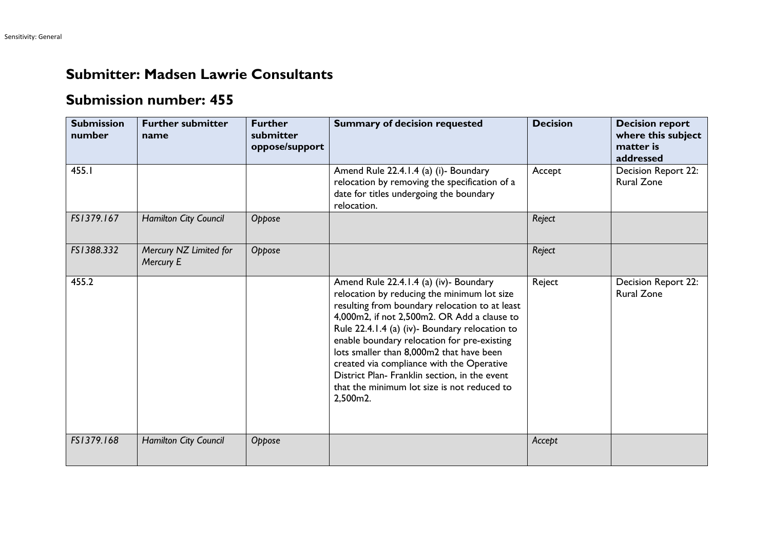## Submitter: Madsen Lawrie Consultants

## Submission number: 455

| Submission number | Further submitter name | Further submitter oppose/support | Summary of decision requested | Decision | Decision report where this subject matter is addressed |
|---|---|---|---|---|---|
| 455.1 | | | Amend Rule 22.4.1.4 (a) (i)- Boundary relocation by removing the specification of a date for titles undergoing the boundary relocation. | Accept | Decision Report 22: Rural Zone |
| *FS1379.167* | *Hamilton City Council* | *Oppose* | | *Reject* | |
| *FS1388.332* | *Mercury NZ Limited for Mercury E* | *Oppose* | | *Reject* | |
| 455.2 | | | Amend Rule 22.4.1.4 (a) (iv)- Boundary relocation by reducing the minimum lot size resulting from boundary relocation to at least 4,000m2, if not 2,500m2. OR Add a clause to Rule 22.4.1.4 (a) (iv)- Boundary relocation to enable boundary relocation for pre-existing lots smaller than 8,000m2 that have been created via compliance with the Operative District Plan- Franklin section, in the event that the minimum lot size is not reduced to 2,500m2. | Reject | Decision Report 22: Rural Zone |
| *FS1379.168* | *Hamilton City Council* | *Oppose* | | *Accept* | |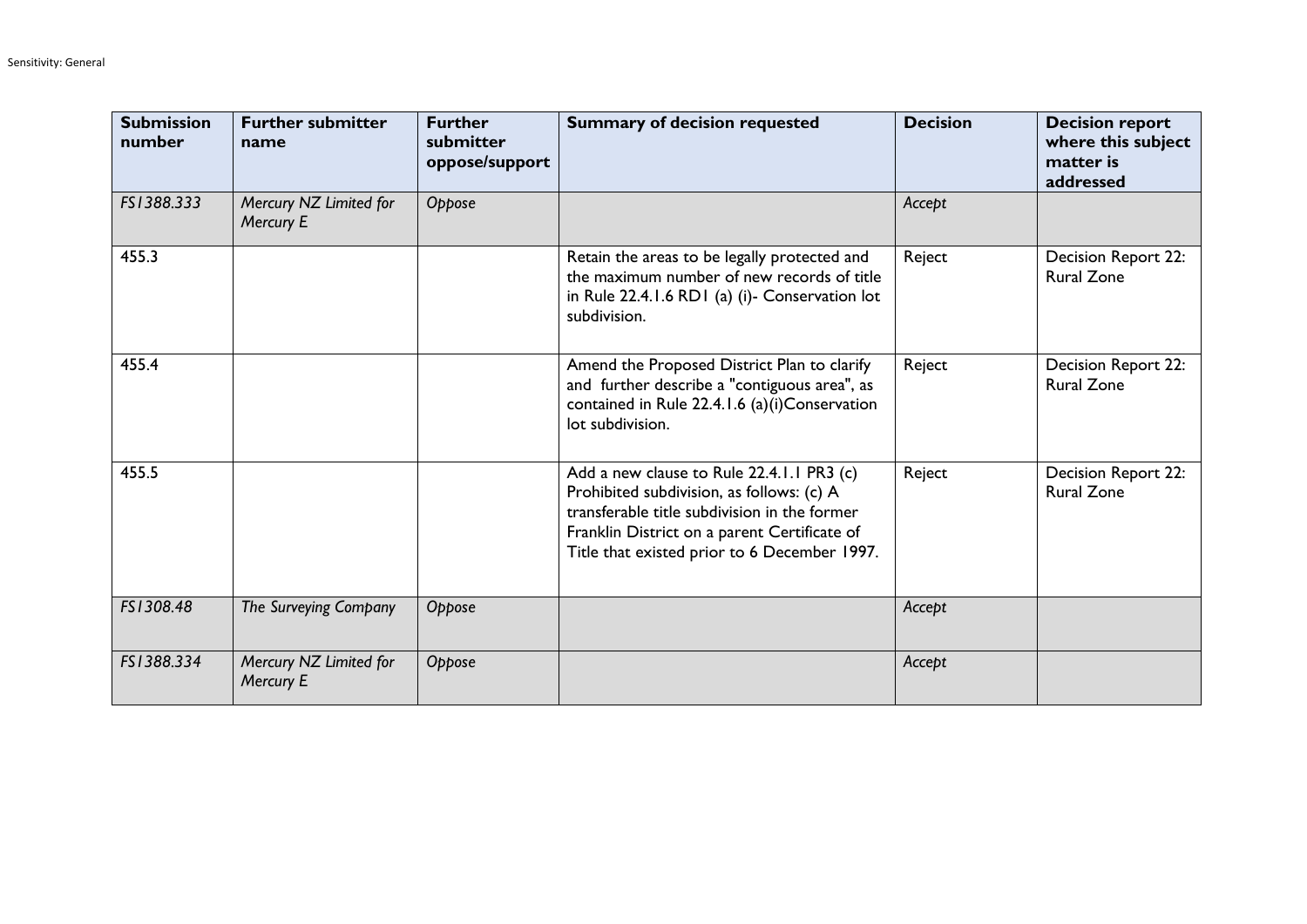| Submission number | Further submitter name | Further submitter oppose/support | Summary of decision requested | Decision | Decision report where this subject matter is addressed |
|---|---|---|---|---|---|
| *FS1388.333* | *Mercury NZ Limited for Mercury E* | *Oppose* | | *Accept* | |
| 455.3 | | | Retain the areas to be legally protected and the maximum number of new records of title in Rule 22.4.1.6 RD1 (a) (i)- Conservation lot subdivision. | Reject | Decision Report 22: Rural Zone |
| 455.4 | | | Amend the Proposed District Plan to clarify and further describe a "contiguous area", as contained in Rule 22.4.1.6 (a)(i)Conservation lot subdivision. | Reject | Decision Report 22: Rural Zone |
| 455.5 | | | Add a new clause to Rule 22.4.1.1 PR3 (c) Prohibited subdivision, as follows: (c) A transferable title subdivision in the former Franklin District on a parent Certificate of Title that existed prior to 6 December 1997. | Reject | Decision Report 22: Rural Zone |
| *FS1308.48* | *The Surveying Company* | *Oppose* | | *Accept* | |
| *FS1388.334* | *Mercury NZ Limited for Mercury E* | *Oppose* | | *Accept* | |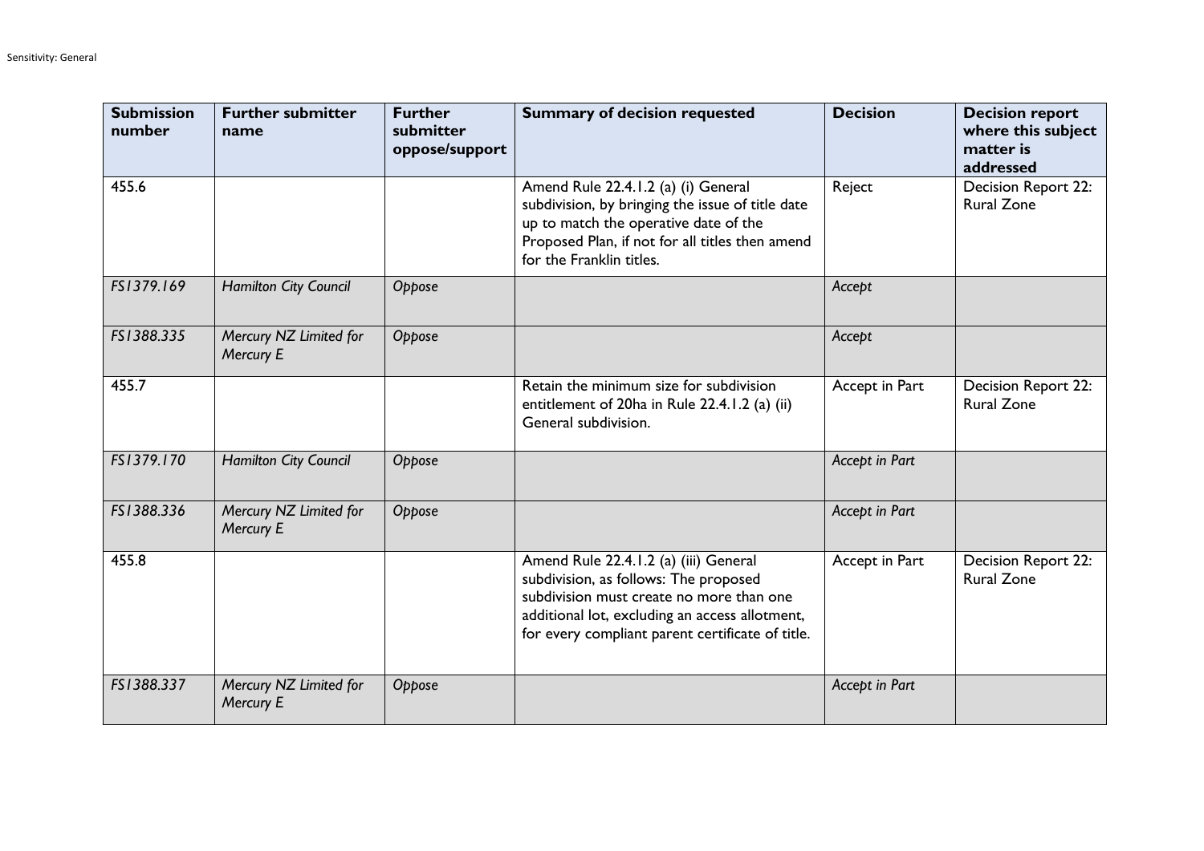| Submission number | Further submitter name | Further submitter oppose/support | Summary of decision requested | Decision | Decision report where this subject matter is addressed |
|---|---|---|---|---|---|
| 455.6 | | | Amend Rule 22.4.1.2 (a) (i) General subdivision, by bringing the issue of title date up to match the operative date of the Proposed Plan, if not for all titles then amend for the Franklin titles. | Reject | Decision Report 22: Rural Zone |
| *FS1379.169* | *Hamilton City Council* | *Oppose* | | *Accept* | |
| *FS1388.335* | *Mercury NZ Limited for Mercury E* | *Oppose* | | *Accept* | |
| 455.7 | | | Retain the minimum size for subdivision entitlement of 20ha in Rule 22.4.1.2 (a) (ii) General subdivision. | Accept in Part | Decision Report 22: Rural Zone |
| *FS1379.170* | *Hamilton City Council* | *Oppose* | | *Accept in Part* | |
| *FS1388.336* | *Mercury NZ Limited for Mercury E* | *Oppose* | | *Accept in Part* | |
| 455.8 | | | Amend Rule 22.4.1.2 (a) (iii) General subdivision, as follows: The proposed subdivision must create no more than one additional lot, excluding an access allotment, for every compliant parent certificate of title. | Accept in Part | Decision Report 22: Rural Zone |
| *FS1388.337* | *Mercury NZ Limited for Mercury E* | *Oppose* | | *Accept in Part* | |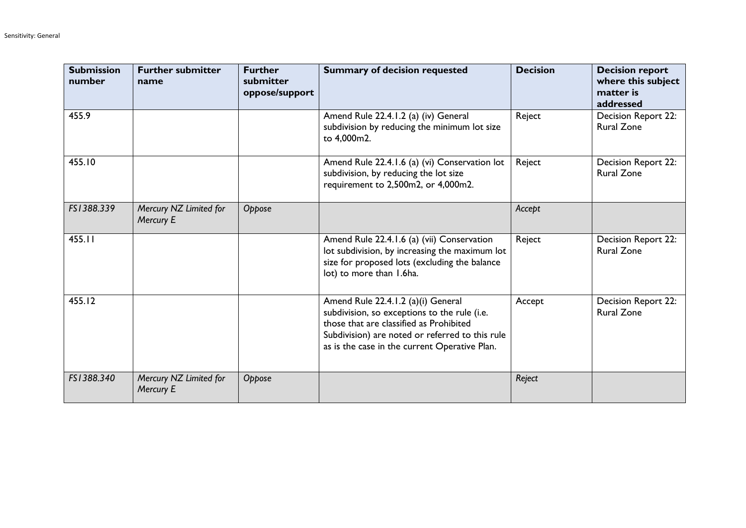| Submission number | Further submitter name | Further submitter oppose/support | Summary of decision requested | Decision | Decision report where this subject matter is addressed |
|---|---|---|---|---|---|
| 455.9 | | | Amend Rule 22.4.1.2 (a) (iv) General subdivision by reducing the minimum lot size to 4,000m2. | Reject | Decision Report 22: Rural Zone |
| 455.10 | | | Amend Rule 22.4.1.6 (a) (vi) Conservation lot subdivision, by reducing the lot size requirement to 2,500m2, or 4,000m2. | Reject | Decision Report 22: Rural Zone |
| *FS1388.339* | *Mercury NZ Limited for Mercury E* | *Oppose* | | *Accept* | |
| 455.11 | | | Amend Rule 22.4.1.6 (a) (vii) Conservation lot subdivision, by increasing the maximum lot size for proposed lots (excluding the balance lot) to more than 1.6ha. | Reject | Decision Report 22: Rural Zone |
| 455.12 | | | Amend Rule 22.4.1.2 (a)(i) General subdivision, so exceptions to the rule (i.e. those that are classified as Prohibited Subdivision) are noted or referred to this rule as is the case in the current Operative Plan. | Accept | Decision Report 22: Rural Zone |
| *FS1388.340* | *Mercury NZ Limited for Mercury E* | *Oppose* | | *Reject* | |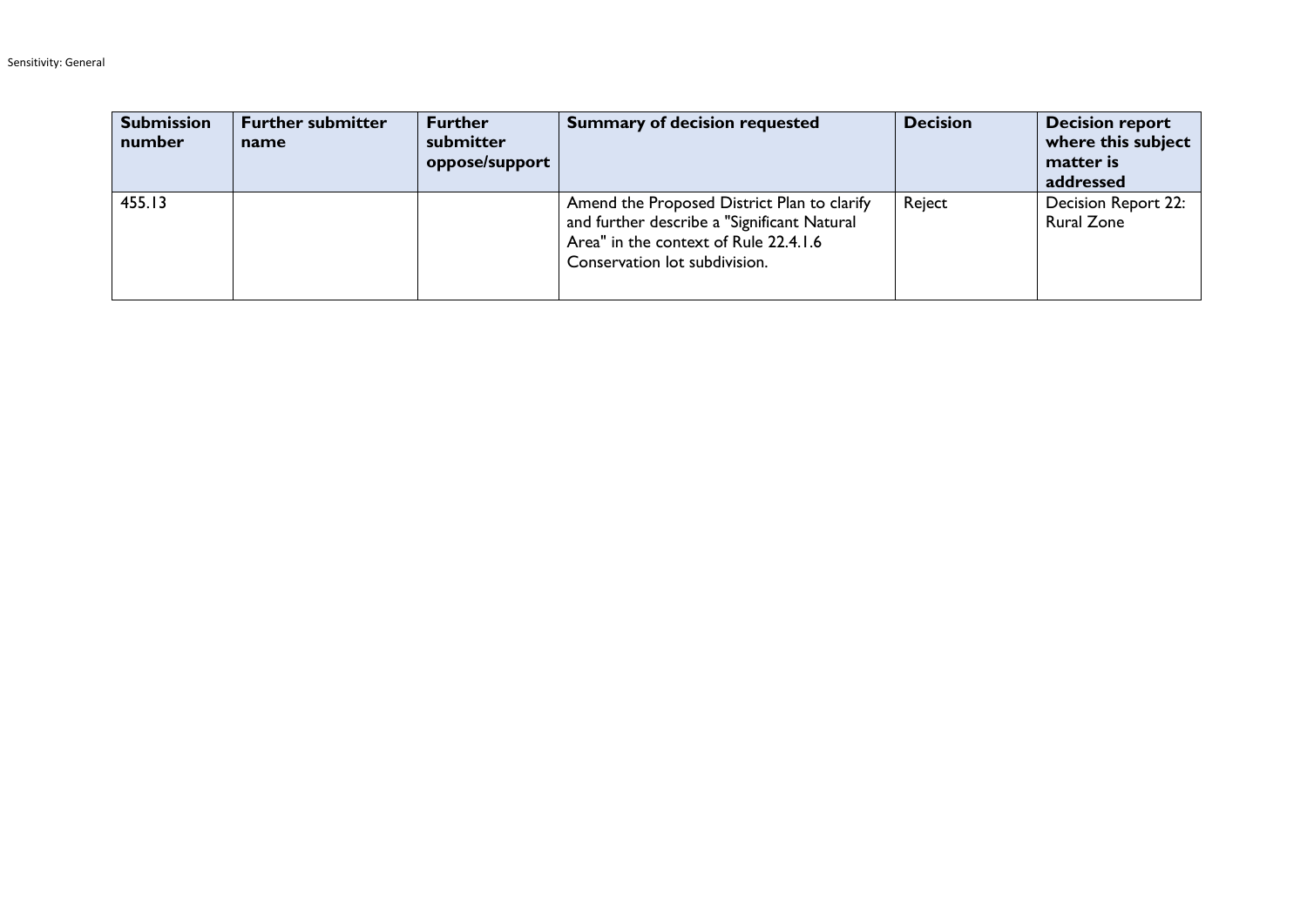| Submission number | Further submitter name | Further submitter oppose/support | Summary of decision requested | Decision | Decision report where this subject matter is addressed |
|---|---|---|---|---|---|
| 455.13 | | | Amend the Proposed District Plan to clarify and further describe a "Significant Natural Area" in the context of Rule 22.4.1.6 Conservation lot subdivision. | Reject | Decision Report 22: Rural Zone |